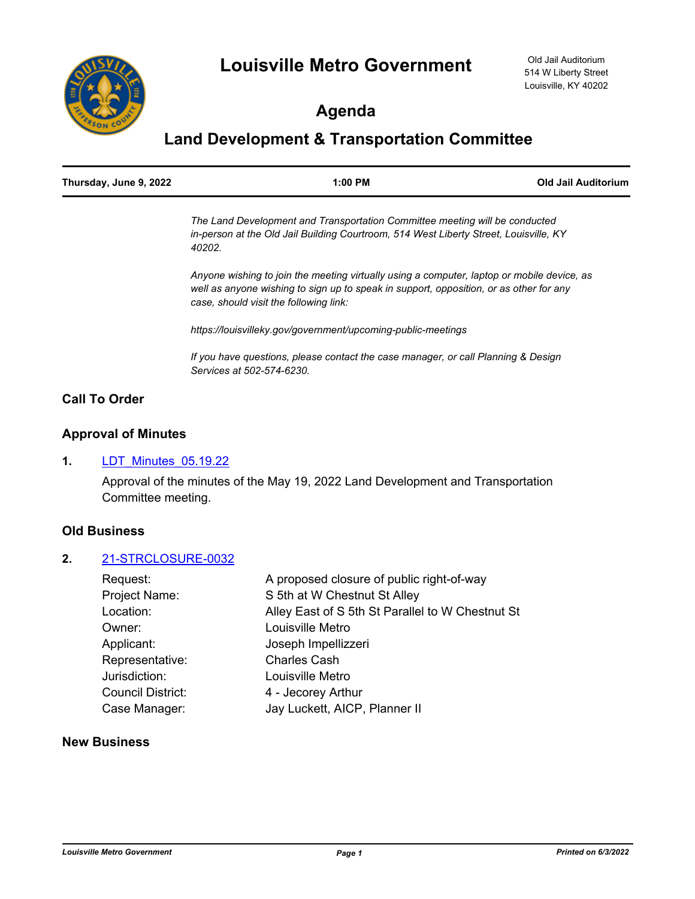# Louisville Metro Government

Old Jail Auditorium
514 W Liberty Street
Louisville, KY 40202

## Agenda

## Land Development & Transportation Committee

| Thursday, June 9, 2022 | 1:00 PM | Old Jail Auditorium |
|---|---|---|

*The Land Development and Transportation Committee meeting will be conducted in-person at the Old Jail Building Courtroom, 514 West Liberty Street, Louisville, KY 40202.*

*Anyone wishing to join the meeting virtually using a computer, laptop or mobile device, as well as anyone wishing to sign up to speak in support, opposition, or as other for any case, should visit the following link:*

*https://louisvilleky.gov/government/upcoming-public-meetings*

*If you have questions, please contact the case manager, or call Planning & Design Services at 502-574-6230.*

### Call To Order

### Approval of Minutes

**1.** LDT_Minutes_05.19.22

Approval of the minutes of the May 19, 2022 Land Development and Transportation Committee meeting.

### Old Business

**2.** 21-STRCLOSURE-0032

| | |
|---|---|
| Request: | A proposed closure of public right-of-way |
| Project Name: | S 5th at W Chestnut St Alley |
| Location: | Alley East of S 5th St Parallel to W Chestnut St |
| Owner: | Louisville Metro |
| Applicant: | Joseph Impellizzeri |
| Representative: | Charles Cash |
| Jurisdiction: | Louisville Metro |
| Council District: | 4 - Jecorey Arthur |
| Case Manager: | Jay Luckett, AICP, Planner II |

### New Business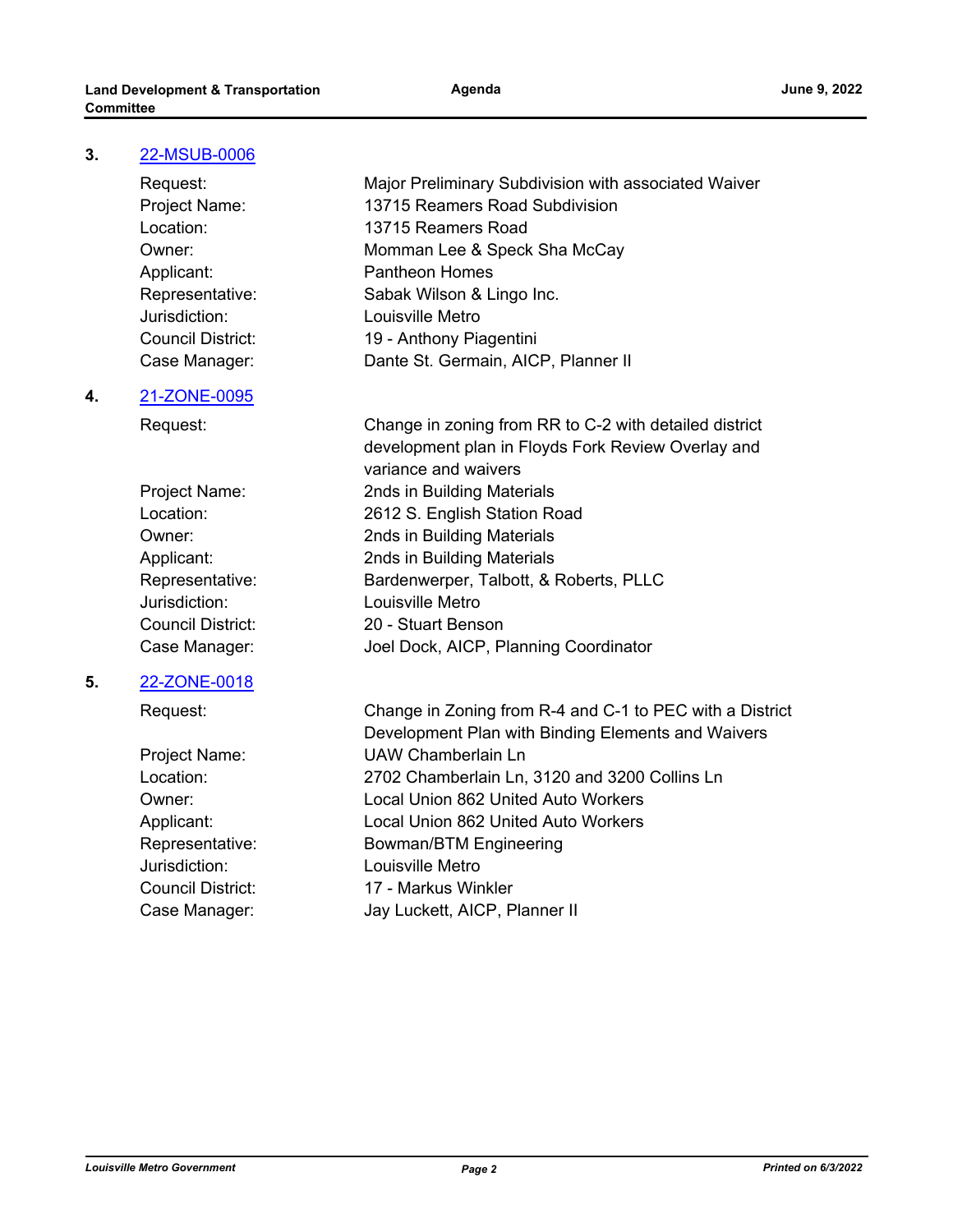3. 22-MSUB-0006

| | |
|---|---|
| Request: | Major Preliminary Subdivision with associated Waiver |
| Project Name: | 13715 Reamers Road Subdivision |
| Location: | 13715 Reamers Road |
| Owner: | Momman Lee & Speck Sha McCay |
| Applicant: | Pantheon Homes |
| Representative: | Sabak Wilson & Lingo Inc. |
| Jurisdiction: | Louisville Metro |
| Council District: | 19 - Anthony Piagentini |
| Case Manager: | Dante St. Germain, AICP, Planner II |

4. 21-ZONE-0095

| | |
|---|---|
| Request: | Change in zoning from RR to C-2 with detailed district development plan in Floyds Fork Review Overlay and variance and waivers |
| Project Name: | 2nds in Building Materials |
| Location: | 2612 S. English Station Road |
| Owner: | 2nds in Building Materials |
| Applicant: | 2nds in Building Materials |
| Representative: | Bardenwerper, Talbott, & Roberts, PLLC |
| Jurisdiction: | Louisville Metro |
| Council District: | 20 - Stuart Benson |
| Case Manager: | Joel Dock, AICP, Planning Coordinator |

5. 22-ZONE-0018

| | |
|---|---|
| Request: | Change in Zoning from R-4 and C-1 to PEC with a District Development Plan with Binding Elements and Waivers |
| Project Name: | UAW Chamberlain Ln |
| Location: | 2702 Chamberlain Ln, 3120 and 3200 Collins Ln |
| Owner: | Local Union 862 United Auto Workers |
| Applicant: | Local Union 862 United Auto Workers |
| Representative: | Bowman/BTM Engineering |
| Jurisdiction: | Louisville Metro |
| Council District: | 17 - Markus Winkler |
| Case Manager: | Jay Luckett, AICP, Planner II |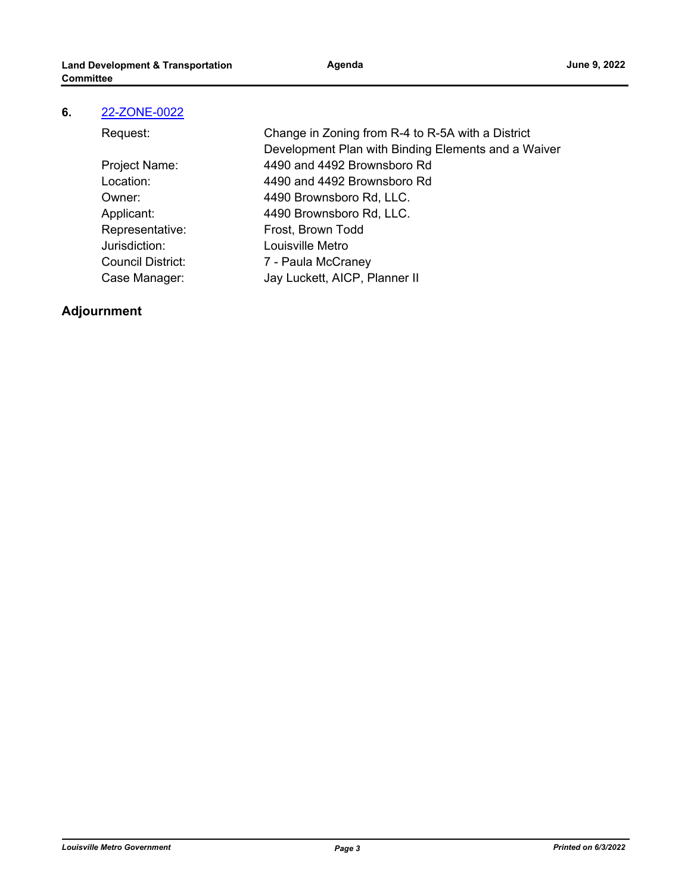**6.** [22-ZONE-0022]

| | |
|---|---|
| Request: | Change in Zoning from R-4 to R-5A with a District Development Plan with Binding Elements and a Waiver |
| Project Name: | 4490 and 4492 Brownsboro Rd |
| Location: | 4490 and 4492 Brownsboro Rd |
| Owner: | 4490 Brownsboro Rd, LLC. |
| Applicant: | 4490 Brownsboro Rd, LLC. |
| Representative: | Frost, Brown Todd |
| Jurisdiction: | Louisville Metro |
| Council District: | 7 - Paula McCraney |
| Case Manager: | Jay Luckett, AICP, Planner II |

## Adjournment